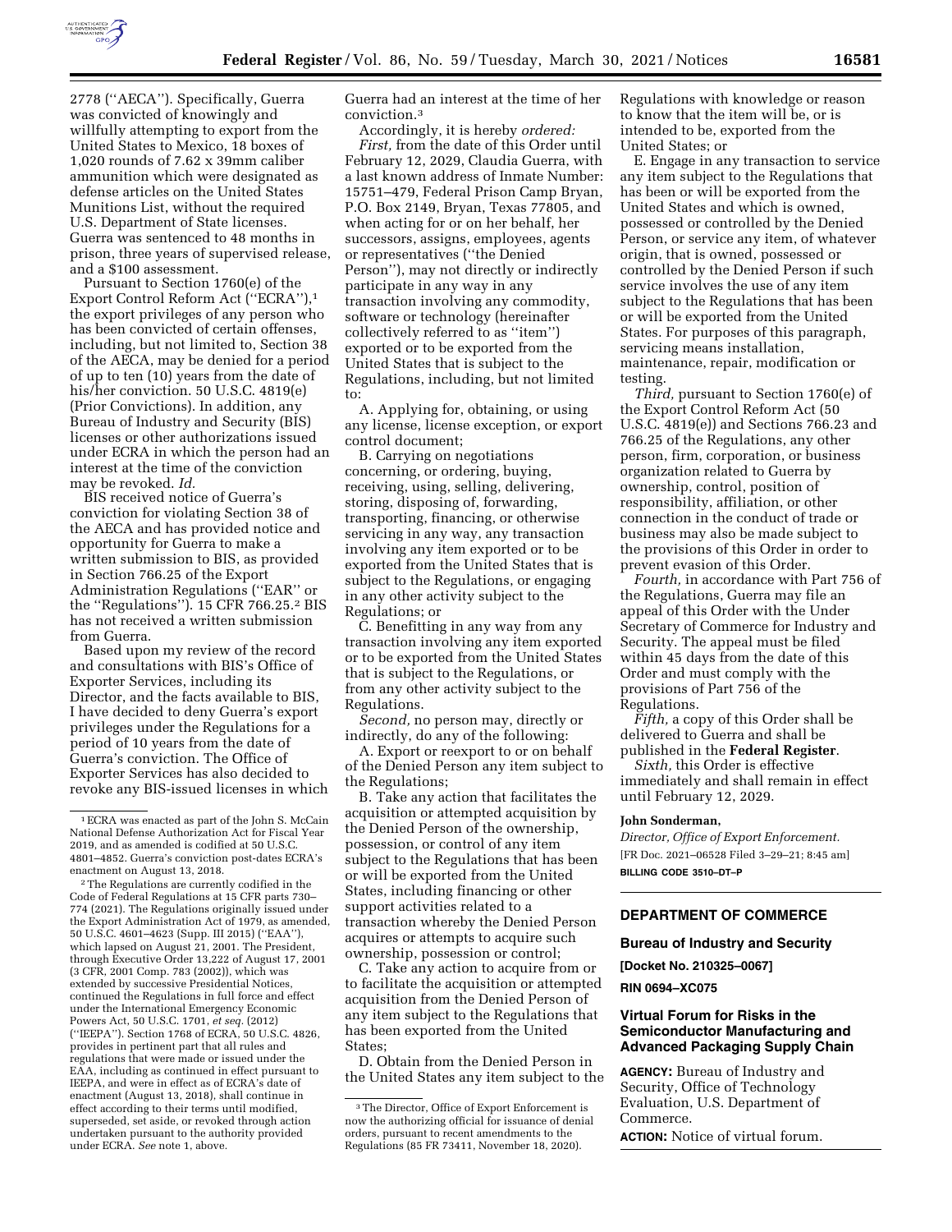2778 (''AECA''). Specifically, Guerra was convicted of knowingly and willfully attempting to export from the United States to Mexico, 18 boxes of 1,020 rounds of 7.62 x 39mm caliber ammunition which were designated as defense articles on the United States Munitions List, without the required U.S. Department of State licenses. Guerra was sentenced to 48 months in prison, three years of supervised release, and a $100 assessment.

Pursuant to Section 1760(e) of the Export Control Reform Act (''ECRA''),[1] the export privileges of any person who has been convicted of certain offenses, including, but not limited to, Section 38 of the AECA, may be denied for a period of up to ten (10) years from the date of his/her conviction. 50 U.S.C. 4819(e) (Prior Convictions). In addition, any Bureau of Industry and Security (BIS) licenses or other authorizations issued under ECRA in which the person had an interest at the time of the conviction may be revoked. *Id.*

BIS received notice of Guerra's conviction for violating Section 38 of the AECA and has provided notice and opportunity for Guerra to make a written submission to BIS, as provided in Section 766.25 of the Export Administration Regulations (''EAR'' or the ''Regulations''). 15 CFR 766.25.[2] BIS has not received a written submission from Guerra.

Based upon my review of the record and consultations with BIS's Office of Exporter Services, including its Director, and the facts available to BIS, I have decided to deny Guerra's export privileges under the Regulations for a period of 10 years from the date of Guerra's conviction. The Office of Exporter Services has also decided to revoke any BIS-issued licenses in which Guerra had an interest at the time of her conviction.[3]

Accordingly, it is hereby *ordered:*

*First,* from the date of this Order until February 12, 2029, Claudia Guerra, with a last known address of Inmate Number: 15751–479, Federal Prison Camp Bryan, P.O. Box 2149, Bryan, Texas 77805, and when acting for or on her behalf, her successors, assigns, employees, agents or representatives (''the Denied Person''), may not directly or indirectly participate in any way in any transaction involving any commodity, software or technology (hereinafter collectively referred to as ''item'') exported or to be exported from the United States that is subject to the Regulations, including, but not limited to:

A. Applying for, obtaining, or using any license, license exception, or export control document;

B. Carrying on negotiations concerning, or ordering, buying, receiving, using, selling, delivering, storing, disposing of, forwarding, transporting, financing, or otherwise servicing in any way, any transaction involving any item exported or to be exported from the United States that is subject to the Regulations, or engaging in any other activity subject to the Regulations; or

C. Benefitting in any way from any transaction involving any item exported or to be exported from the United States that is subject to the Regulations, or from any other activity subject to the Regulations.

*Second,* no person may, directly or indirectly, do any of the following:

A. Export or reexport to or on behalf of the Denied Person any item subject to the Regulations;

B. Take any action that facilitates the acquisition or attempted acquisition by the Denied Person of the ownership, possession, or control of any item subject to the Regulations that has been or will be exported from the United States, including financing or other support activities related to a transaction whereby the Denied Person acquires or attempts to acquire such ownership, possession or control;

C. Take any action to acquire from or to facilitate the acquisition or attempted acquisition from the Denied Person of any item subject to the Regulations that has been exported from the United States;

D. Obtain from the Denied Person in the United States any item subject to the Regulations with knowledge or reason to know that the item will be, or is intended to be, exported from the United States; or

E. Engage in any transaction to service any item subject to the Regulations that has been or will be exported from the United States and which is owned, possessed or controlled by the Denied Person, or service any item, of whatever origin, that is owned, possessed or controlled by the Denied Person if such service involves the use of any item subject to the Regulations that has been or will be exported from the United States. For purposes of this paragraph, servicing means installation, maintenance, repair, modification or testing.

*Third,* pursuant to Section 1760(e) of the Export Control Reform Act (50 U.S.C. 4819(e)) and Sections 766.23 and 766.25 of the Regulations, any other person, firm, corporation, or business organization related to Guerra by ownership, control, position of responsibility, affiliation, or other connection in the conduct of trade or business may also be made subject to the provisions of this Order in order to prevent evasion of this Order.

*Fourth,* in accordance with Part 756 of the Regulations, Guerra may file an appeal of this Order with the Under Secretary of Commerce for Industry and Security. The appeal must be filed within 45 days from the date of this Order and must comply with the provisions of Part 756 of the Regulations.

*Fifth,* a copy of this Order shall be delivered to Guerra and shall be published in the **Federal Register**.

*Sixth,* this Order is effective immediately and shall remain in effect until February 12, 2029.

**John Sonderman,**

*Director, Office of Export Enforcement.*

[FR Doc. 2021–06528 Filed 3–29–21; 8:45 am]

**BILLING CODE 3510–DT–P**

---

[1] ECRA was enacted as part of the John S. McCain National Defense Authorization Act for Fiscal Year 2019, and as amended is codified at 50 U.S.C. 4801–4852. Guerra's conviction post-dates ECRA's enactment on August 13, 2018.

[2] The Regulations are currently codified in the Code of Federal Regulations at 15 CFR parts 730–774 (2021). The Regulations originally issued under the Export Administration Act of 1979, as amended, 50 U.S.C. 4601–4623 (Supp. III 2015) (''EAA''), which lapsed on August 21, 2001. The President, through Executive Order 13,222 of August 17, 2001 (3 CFR, 2001 Comp. 783 (2002)), which was extended by successive Presidential Notices, continued the Regulations in full force and effect under the International Emergency Economic Powers Act, 50 U.S.C. 1701, *et seq.* (2012) (''IEEPA''). Section 1768 of ECRA, 50 U.S.C. 4826, provides in pertinent part that all rules and regulations that were made or issued under the EAA, including as continued in effect pursuant to IEEPA, and were in effect as of ECRA's date of enactment (August 13, 2018), shall continue in effect according to their terms until modified, superseded, set aside, or revoked through action undertaken pursuant to the authority provided under ECRA. *See* note 1, above.

[3] The Director, Office of Export Enforcement is now the authorizing official for issuance of denial orders, pursuant to recent amendments to the Regulations (85 FR 73411, November 18, 2020).

---

## DEPARTMENT OF COMMERCE

### Bureau of Industry and Security

**[Docket No. 210325–0067]**

**RIN 0694–XC075**

## Virtual Forum for Risks in the Semiconductor Manufacturing and Advanced Packaging Supply Chain

**AGENCY:** Bureau of Industry and Security, Office of Technology Evaluation, U.S. Department of Commerce.

**ACTION:** Notice of virtual forum.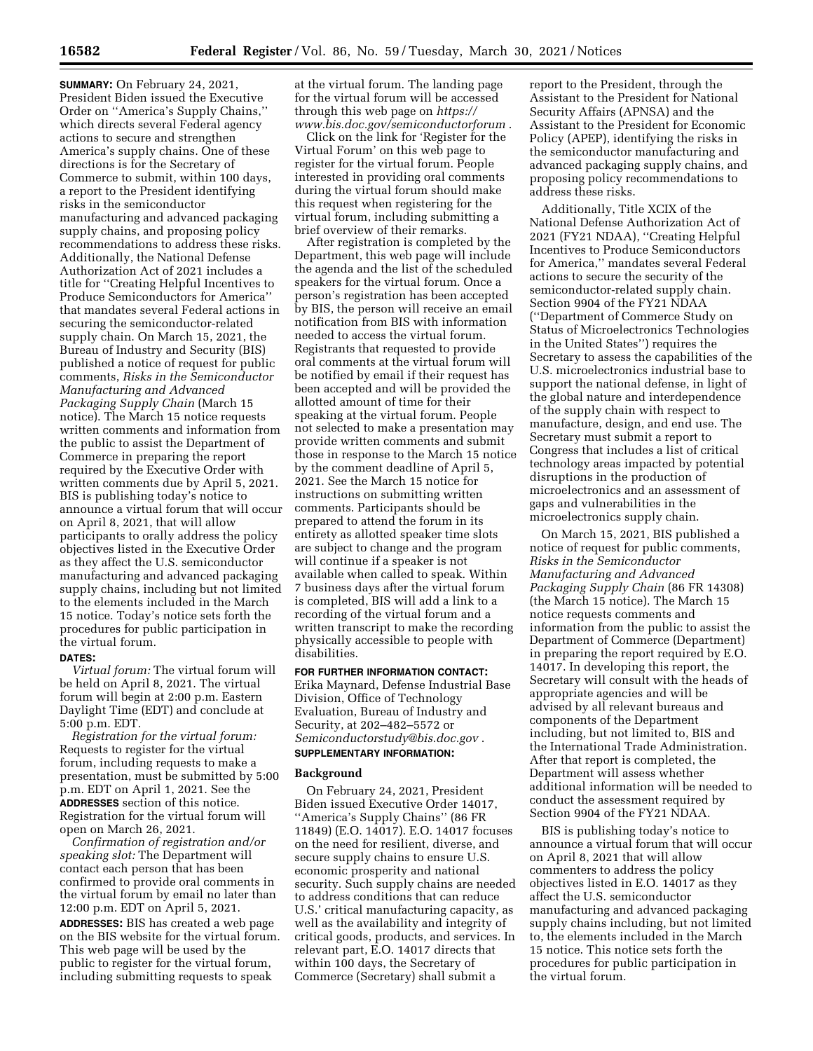**SUMMARY:** On February 24, 2021, President Biden issued the Executive Order on ''America's Supply Chains,'' which directs several Federal agency actions to secure and strengthen America's supply chains. One of these directions is for the Secretary of Commerce to submit, within 100 days, a report to the President identifying risks in the semiconductor manufacturing and advanced packaging supply chains, and proposing policy recommendations to address these risks. Additionally, the National Defense Authorization Act of 2021 includes a title for ''Creating Helpful Incentives to Produce Semiconductors for America'' that mandates several Federal actions in securing the semiconductor-related supply chain. On March 15, 2021, the Bureau of Industry and Security (BIS) published a notice of request for public comments, *Risks in the Semiconductor Manufacturing and Advanced Packaging Supply Chain* (March 15 notice). The March 15 notice requests written comments and information from the public to assist the Department of Commerce in preparing the report required by the Executive Order with written comments due by April 5, 2021. BIS is publishing today's notice to announce a virtual forum that will occur on April 8, 2021, that will allow participants to orally address the policy objectives listed in the Executive Order as they affect the U.S. semiconductor manufacturing and advanced packaging supply chains, including but not limited to the elements included in the March 15 notice. Today's notice sets forth the procedures for public participation in the virtual forum.

**DATES:**

*Virtual forum:* The virtual forum will be held on April 8, 2021. The virtual forum will begin at 2:00 p.m. Eastern Daylight Time (EDT) and conclude at 5:00 p.m. EDT.

*Registration for the virtual forum:* Requests to register for the virtual forum, including requests to make a presentation, must be submitted by 5:00 p.m. EDT on April 1, 2021. See the **ADDRESSES** section of this notice. Registration for the virtual forum will open on March 26, 2021.

*Confirmation of registration and/or speaking slot:* The Department will contact each person that has been confirmed to provide oral comments in the virtual forum by email no later than 12:00 p.m. EDT on April 5, 2021.

**ADDRESSES:** BIS has created a web page on the BIS website for the virtual forum. This web page will be used by the public to register for the virtual forum, including submitting requests to speak at the virtual forum. The landing page for the virtual forum will be accessed through this web page on *https://www.bis.doc.gov/semiconductorforum* .

Click on the link for 'Register for the Virtual Forum' on this web page to register for the virtual forum. People interested in providing oral comments during the virtual forum should make this request when registering for the virtual forum, including submitting a brief overview of their remarks.

After registration is completed by the Department, this web page will include the agenda and the list of the scheduled speakers for the virtual forum. Once a person's registration has been accepted by BIS, the person will receive an email notification from BIS with information needed to access the virtual forum. Registrants that requested to provide oral comments at the virtual forum will be notified by email if their request has been accepted and will be provided the allotted amount of time for their speaking at the virtual forum. People not selected to make a presentation may provide written comments and submit those in response to the March 15 notice by the comment deadline of April 5, 2021. See the March 15 notice for instructions on submitting written comments. Participants should be prepared to attend the forum in its entirety as allotted speaker time slots are subject to change and the program will continue if a speaker is not available when called to speak. Within 7 business days after the virtual forum is completed, BIS will add a link to a recording of the virtual forum and a written transcript to make the recording physically accessible to people with disabilities.

**FOR FURTHER INFORMATION CONTACT:** Erika Maynard, Defense Industrial Base Division, Office of Technology Evaluation, Bureau of Industry and Security, at 202–482–5572 or *Semiconductorstudy@bis.doc.gov* .

**SUPPLEMENTARY INFORMATION:**

## Background

On February 24, 2021, President Biden issued Executive Order 14017, ''America's Supply Chains'' (86 FR 11849) (E.O. 14017). E.O. 14017 focuses on the need for resilient, diverse, and secure supply chains to ensure U.S. economic prosperity and national security. Such supply chains are needed to address conditions that can reduce U.S.' critical manufacturing capacity, as well as the availability and integrity of critical goods, products, and services. In relevant part, E.O. 14017 directs that within 100 days, the Secretary of Commerce (Secretary) shall submit a report to the President, through the Assistant to the President for National Security Affairs (APNSA) and the Assistant to the President for Economic Policy (APEP), identifying the risks in the semiconductor manufacturing and advanced packaging supply chains, and proposing policy recommendations to address these risks.

Additionally, Title XCIX of the National Defense Authorization Act of 2021 (FY21 NDAA), ''Creating Helpful Incentives to Produce Semiconductors for America,'' mandates several Federal actions to secure the security of the semiconductor-related supply chain. Section 9904 of the FY21 NDAA (''Department of Commerce Study on Status of Microelectronics Technologies in the United States'') requires the Secretary to assess the capabilities of the U.S. microelectronics industrial base to support the national defense, in light of the global nature and interdependence of the supply chain with respect to manufacture, design, and end use. The Secretary must submit a report to Congress that includes a list of critical technology areas impacted by potential disruptions in the production of microelectronics and an assessment of gaps and vulnerabilities in the microelectronics supply chain.

On March 15, 2021, BIS published a notice of request for public comments, *Risks in the Semiconductor Manufacturing and Advanced Packaging Supply Chain* (86 FR 14308) (the March 15 notice). The March 15 notice requests comments and information from the public to assist the Department of Commerce (Department) in preparing the report required by E.O. 14017. In developing this report, the Secretary will consult with the heads of appropriate agencies and will be advised by all relevant bureaus and components of the Department including, but not limited to, BIS and the International Trade Administration. After that report is completed, the Department will assess whether additional information will be needed to conduct the assessment required by Section 9904 of the FY21 NDAA.

BIS is publishing today's notice to announce a virtual forum that will occur on April 8, 2021 that will allow commenters to address the policy objectives listed in E.O. 14017 as they affect the U.S. semiconductor manufacturing and advanced packaging supply chains including, but not limited to, the elements included in the March 15 notice. This notice sets forth the procedures for public participation in the virtual forum.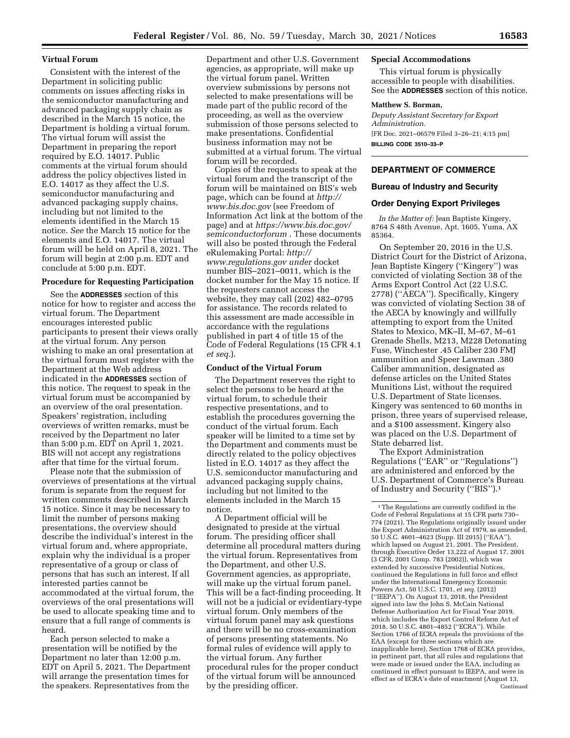### Virtual Forum

Consistent with the interest of the Department in soliciting public comments on issues affecting risks in the semiconductor manufacturing and advanced packaging supply chain as described in the March 15 notice, the Department is holding a virtual forum. The virtual forum will assist the Department in preparing the report required by E.O. 14017. Public comments at the virtual forum should address the policy objectives listed in E.O. 14017 as they affect the U.S. semiconductor manufacturing and advanced packaging supply chains, including but not limited to the elements identified in the March 15 notice. *See* the March 15 notice for the elements and E.O. 14017. The virtual forum will be held on April 8, 2021. The forum will begin at 2:00 p.m. EDT and conclude at 5:00 p.m. EDT.

### Procedure for Requesting Participation

See the **ADDRESSES** section of this notice for how to register and access the virtual forum. The Department encourages interested public participants to present their views orally at the virtual forum. Any person wishing to make an oral presentation at the virtual forum must register with the Department at the Web address indicated in the **ADDRESSES** section of this notice. The request to speak in the virtual forum must be accompanied by an overview of the oral presentation. Speakers' registration, including overviews of written remarks, must be received by the Department no later than 5:00 p.m. EDT on April 1, 2021. BIS will not accept any registrations after that time for the virtual forum.

Please note that the submission of overviews of presentations at the virtual forum is separate from the request for written comments described in March 15 notice. Since it may be necessary to limit the number of persons making presentations, the overview should describe the individual's interest in the virtual forum and, where appropriate, explain why the individual is a proper representative of a group or class of persons that has such an interest. If all interested parties cannot be accommodated at the virtual forum, the overviews of the oral presentations will be used to allocate speaking time and to ensure that a full range of comments is heard.

Each person selected to make a presentation will be notified by the Department no later than 12:00 p.m. EDT on April 5, 2021. The Department will arrange the presentation times for the speakers. Representatives from the Department and other U.S. Government agencies, as appropriate, will make up the virtual forum panel. Written overview submissions by persons not selected to make presentations will be made part of the public record of the proceeding, as well as the overview submission of those persons selected to make presentations. Confidential business information may not be submitted at a virtual forum. The virtual forum will be recorded.

Copies of the requests to speak at the virtual forum and the transcript of the forum will be maintained on BIS's web page, which can be found at *http://www.bis.doc.gov* (see Freedom of Information Act link at the bottom of the page) and at *https://www.bis.doc.gov/semiconductorforum* . These documents will also be posted through the Federal eRulemaking Portal: *http://www.regulations.gov under* docket number BIS–2021–0011, which is the docket number for the May 15 notice. If the requesters cannot access the website, they may call (202) 482–0795 for assistance. The records related to this assessment are made accessible in accordance with the regulations published in part 4 of title 15 of the Code of Federal Regulations (15 CFR 4.1 *et seq.*).

### Conduct of the Virtual Forum

The Department reserves the right to select the persons to be heard at the virtual forum, to schedule their respective presentations, and to establish the procedures governing the conduct of the virtual forum. Each speaker will be limited to a time set by the Department and comments must be directly related to the policy objectives listed in E.O. 14017 as they affect the U.S. semiconductor manufacturing and advanced packaging supply chains, including but not limited to the elements included in the March 15 notice.

A Department official will be designated to preside at the virtual forum. The presiding officer shall determine all procedural matters during the virtual forum. Representatives from the Department, and other U.S. Government agencies, as appropriate, will make up the virtual forum panel. This will be a fact-finding proceeding. It will not be a judicial or evidentiary-type virtual forum. Only members of the virtual forum panel may ask questions and there will be no cross-examination of persons presenting statements. No formal rules of evidence will apply to the virtual forum. Any further procedural rules for the proper conduct of the virtual forum will be announced by the presiding officer.

### Special Accommodations

This virtual forum is physically accessible to people with disabilities. See the **ADDRESSES** section of this notice.

**Matthew S. Borman,**

*Deputy Assistant Secretary for Export Administration.*

[FR Doc. 2021–06579 Filed 3–26–21; 4:15 pm]

**BILLING CODE 3510–33–P**

---

## DEPARTMENT OF COMMERCE

### Bureau of Industry and Security

### Order Denying Export Privileges

*In the Matter of:* Jean Baptiste Kingery, 8764 S 48th Avenue, Apt. 1605, Yuma, AX 85364.

On September 20, 2016 in the U.S. District Court for the District of Arizona, Jean Baptiste Kingery (''Kingery'') was convicted of violating Section 38 of the Arms Export Control Act (22 U.S.C. 2778) (''AECA''). Specifically, Kingery was convicted of violating Section 38 of the AECA by knowingly and willfully attempting to export from the United States to Mexico, MK–II, M–67, M–61 Grenade Shells, M213, M228 Detonating Fuse, Winchester .45 Caliber 230 FMJ ammunition and Speer Lawman .380 Caliber ammunition, designated as defense articles on the United States Munitions List, without the required U.S. Department of State licenses. Kingery was sentenced to 60 months in prison, three years of supervised release, and a $100 assessment. Kingery also was placed on the U.S. Department of State debarred list.

The Export Administration Regulations (''EAR'' or ''Regulations'') are administered and enforced by the U.S. Department of Commerce's Bureau of Industry and Security (''BIS'').[1]

[1] The Regulations are currently codified in the Code of Federal Regulations at 15 CFR parts 730–774 (2021). The Regulations originally issued under the Export Administration Act of 1979, as amended, 50 U.S.C. 4601–4623 (Supp. III 2015) (''EAA''), which lapsed on August 21, 2001. The President, through Executive Order 13,222 of August 17, 2001 (3 CFR, 2001 Comp. 783 (2002)), which was extended by successive Presidential Notices, continued the Regulations in full force and effect under the International Emergency Economic Powers Act, 50 U.S.C. 1701, *et seq.* (2012) (''IEEPA''). On August 13, 2018, the President signed into law the John S. McCain National Defense Authorization Act for Fiscal Year 2019, which includes the Export Control Reform Act of 2018, 50 U.S.C. 4801–4852 (''ECRA''). While Section 1766 of ECRA repeals the provisions of the EAA (except for three sections which are inapplicable here), Section 1768 of ECRA provides, in pertinent part, that all rules and regulations that were made or issued under the EAA, including as continued in effect pursuant to IEEPA, and were in effect as of ECRA's date of enactment (August 13, Continued